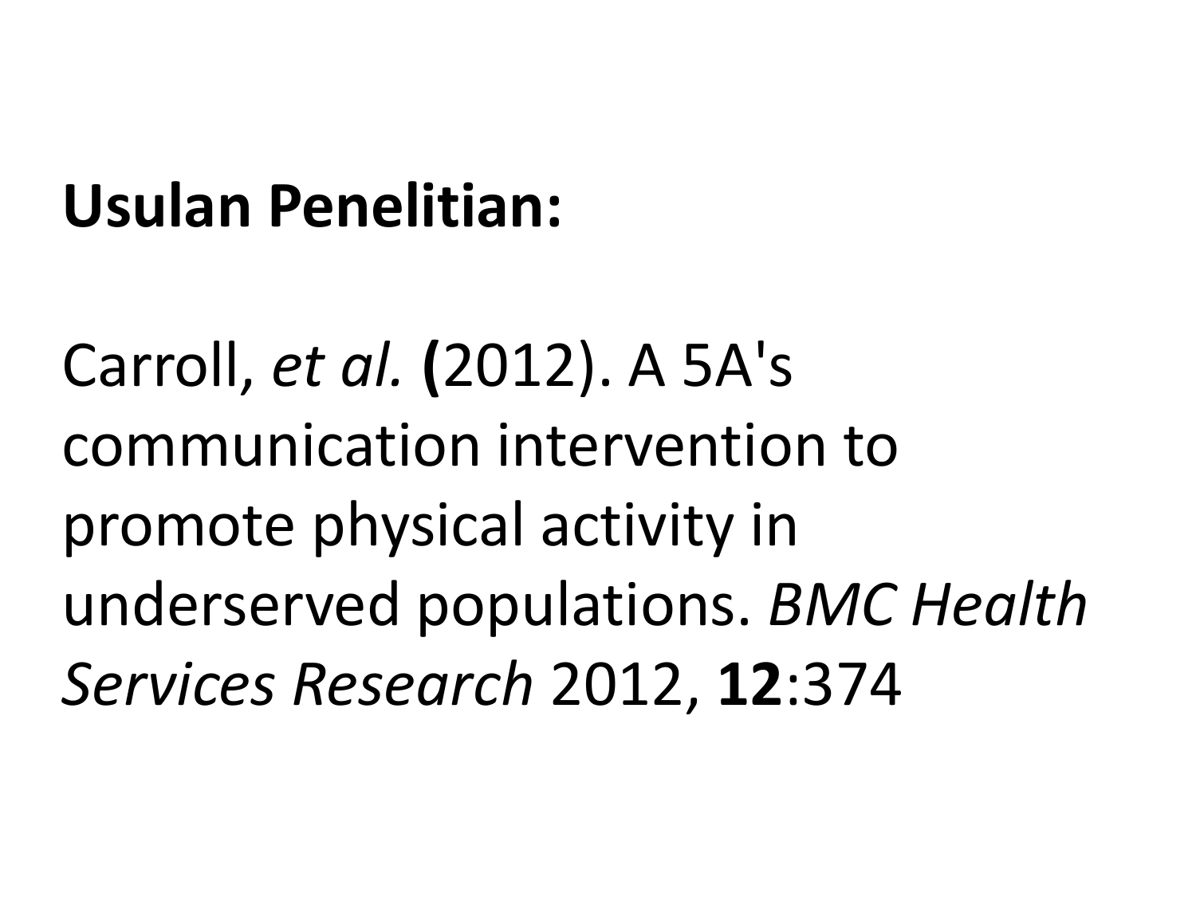**Usulan Penelitian:**

Carroll, *et al.* **(**2012). A 5A's communication intervention to promote physical activity in underserved populations. *BMC Health Services Research* 2012, **12**:374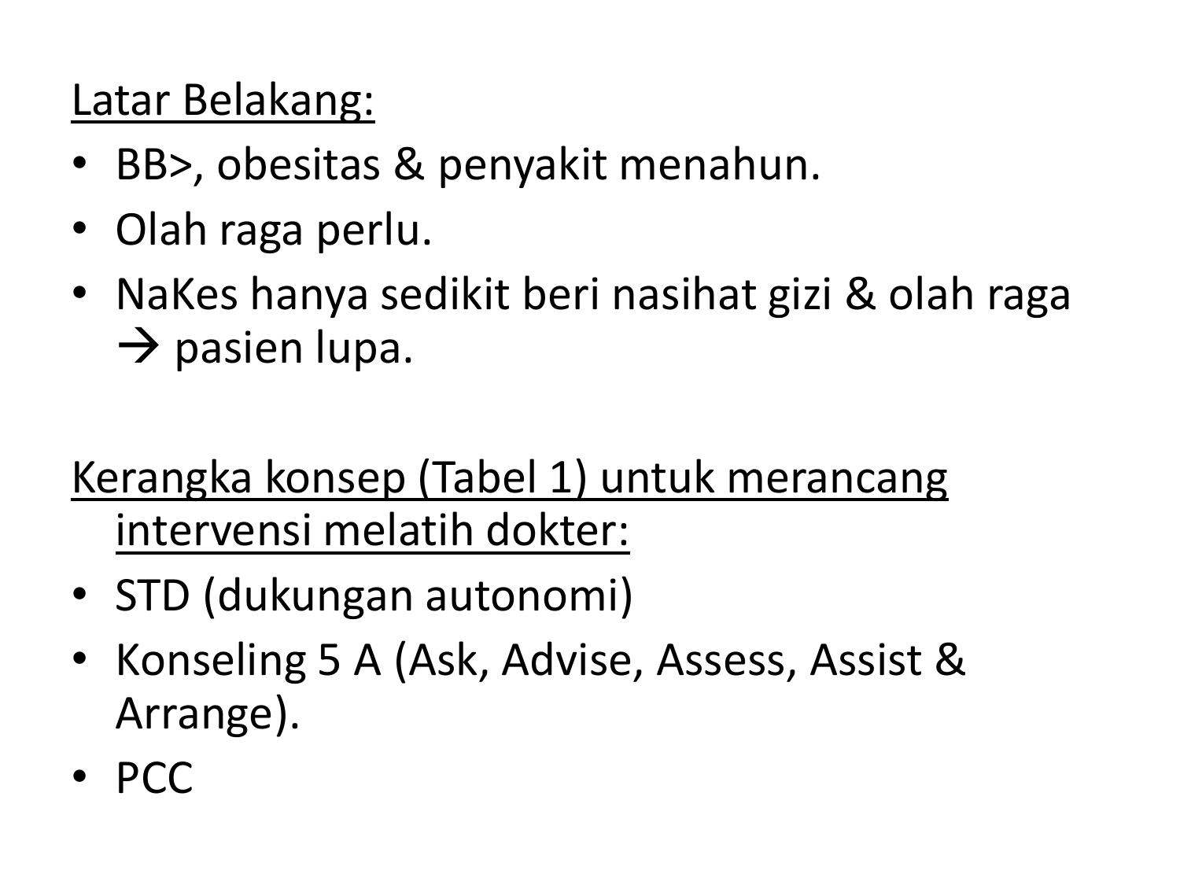<u>Latar Belakang:</u>

- BB>, obesitas & penyakit menahun.
- Olah raga perlu.
- NaKes hanya sedikit beri nasihat gizi & olah raga → pasien lupa.

<u>Kerangka konsep (Tabel 1) untuk merancang intervensi melatih dokter:</u>

- STD (dukungan autonomi)
- Konseling 5 A (Ask, Advise, Assess, Assist & Arrange).
- PCC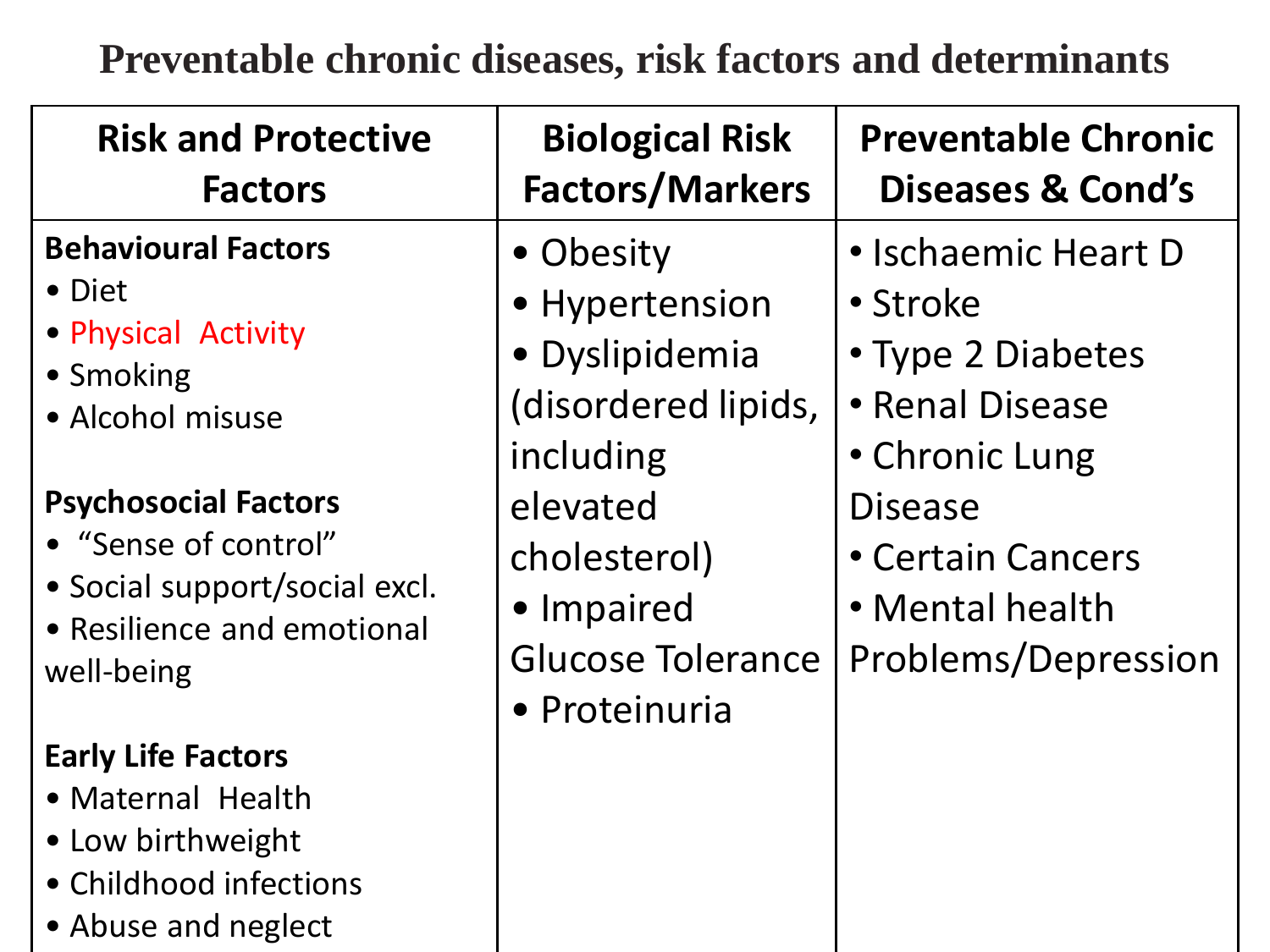# Preventable chronic diseases, risk factors and determinants

| Risk and Protective Factors | Biological Risk Factors/Markers | Preventable Chronic Diseases & Cond's |
|---|---|---|
| **Behavioural Factors**<br>• Diet<br>• Physical Activity<br>• Smoking<br>• Alcohol misuse<br><br>**Psychosocial Factors**<br>• "Sense of control"<br>• Social support/social excl.<br>• Resilience and emotional well-being<br><br>**Early Life Factors**<br>• Maternal Health<br>• Low birthweight<br>• Childhood infections<br>• Abuse and neglect | • Obesity<br>• Hypertension<br>• Dyslipidemia (disordered lipids, including elevated cholesterol)<br>• Impaired Glucose Tolerance<br>• Proteinuria | • Ischaemic Heart D<br>• Stroke<br>• Type 2 Diabetes<br>• Renal Disease<br>• Chronic Lung Disease<br>• Certain Cancers<br>• Mental health Problems/Depression |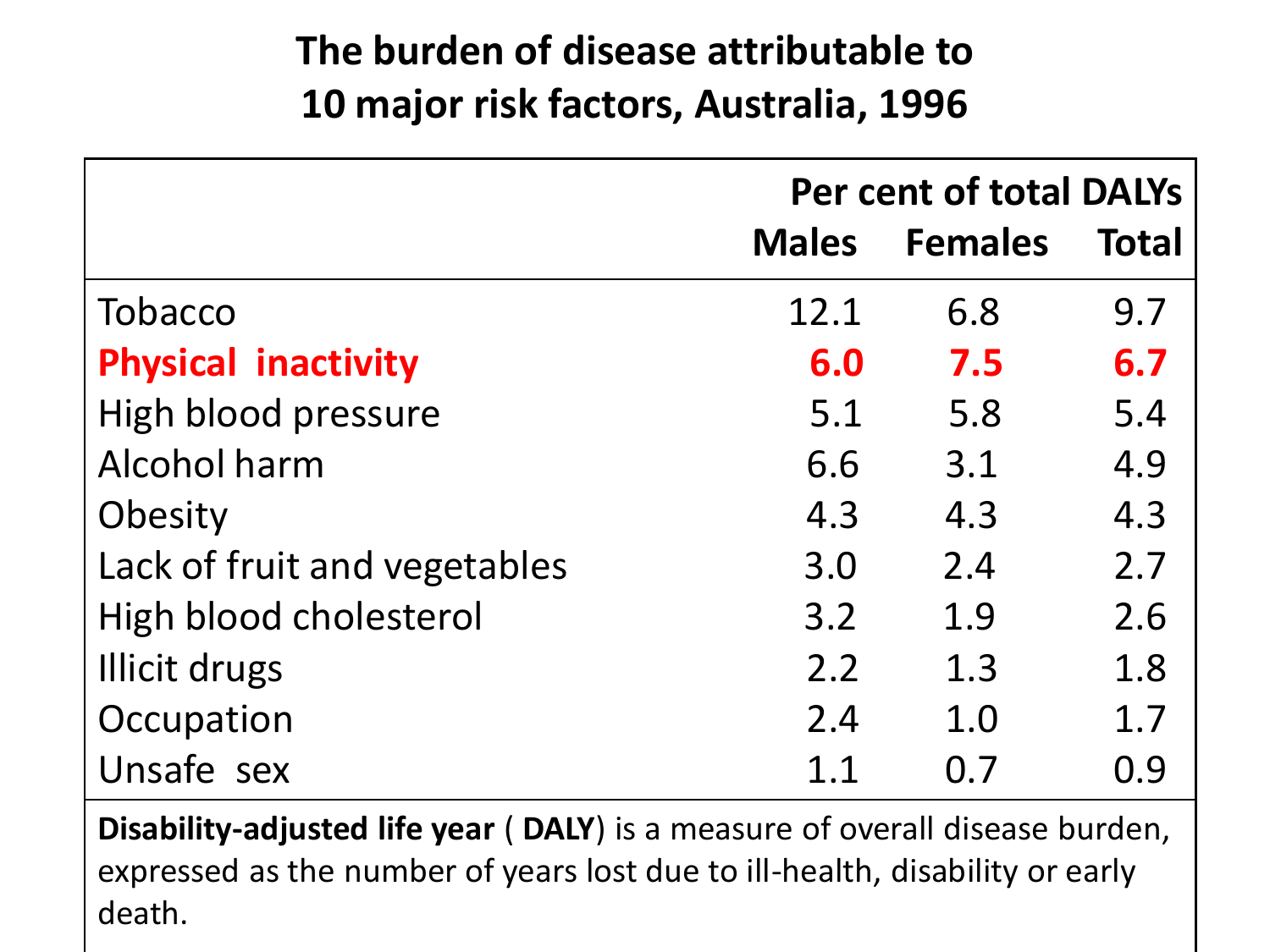# The burden of disease attributable to 10 major risk factors, Australia, 1996

| | Per cent of total DALYs | | |
|---|---|---|---|
| | Males | Females | Total |
| Tobacco | 12.1 | 6.8 | 9.7 |
| **Physical inactivity** | **6.0** | **7.5** | **6.7** |
| High blood pressure | 5.1 | 5.8 | 5.4 |
| Alcohol harm | 6.6 | 3.1 | 4.9 |
| Obesity | 4.3 | 4.3 | 4.3 |
| Lack of fruit and vegetables | 3.0 | 2.4 | 2.7 |
| High blood cholesterol | 3.2 | 1.9 | 2.6 |
| Illicit drugs | 2.2 | 1.3 | 1.8 |
| Occupation | 2.4 | 1.0 | 1.7 |
| Unsafe sex | 1.1 | 0.7 | 0.9 |

**Disability-adjusted life year** ( **DALY**) is a measure of overall disease burden, expressed as the number of years lost due to ill-health, disability or early death.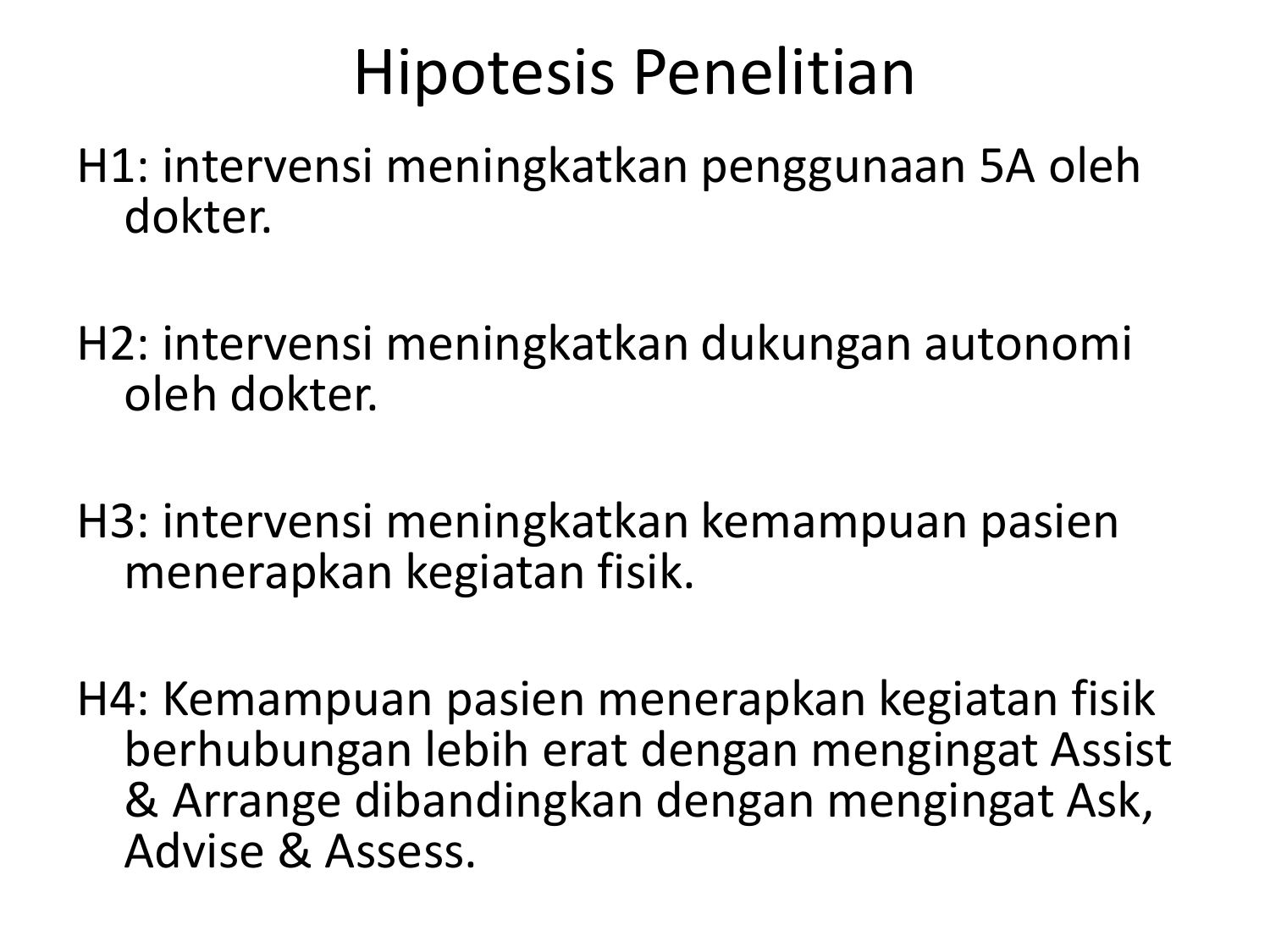# Hipotesis Penelitian

H1: intervensi meningkatkan penggunaan 5A oleh dokter.

H2: intervensi meningkatkan dukungan autonomi oleh dokter.

H3: intervensi meningkatkan kemampuan pasien menerapkan kegiatan fisik.

H4: Kemampuan pasien menerapkan kegiatan fisik berhubungan lebih erat dengan mengingat Assist & Arrange dibandingkan dengan mengingat Ask, Advise & Assess.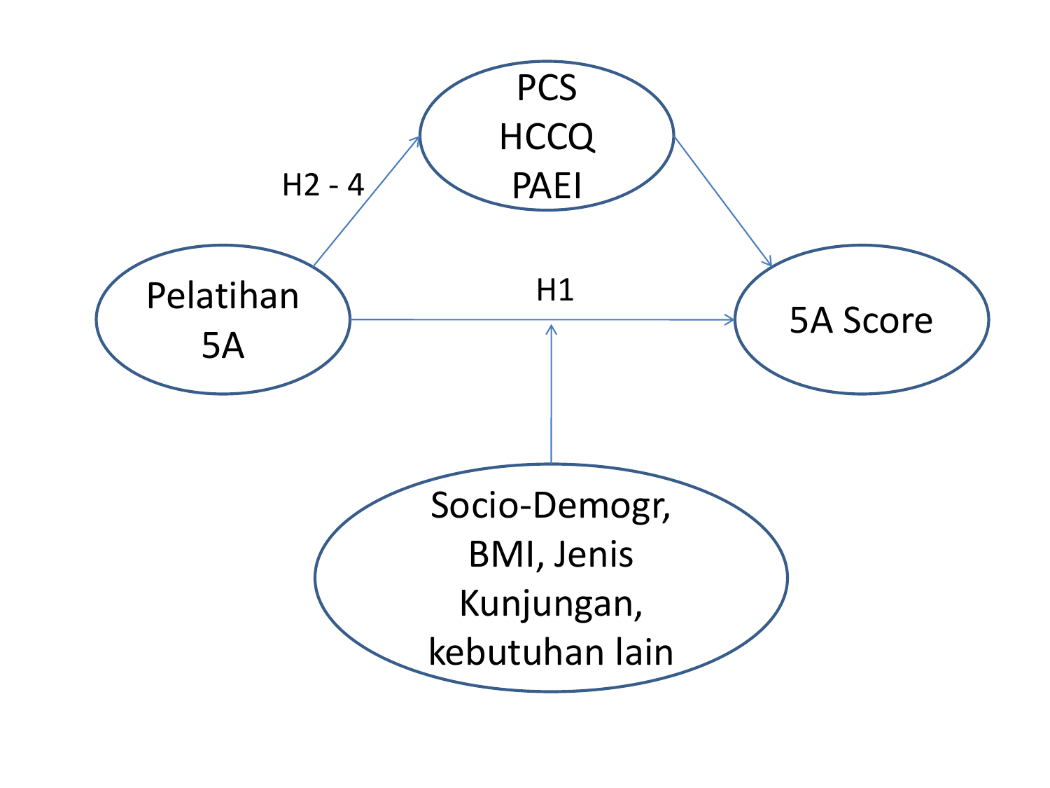PCS
HCCQ
PAEI

H2 - 4

Pelatihan 5A

H1

5A Score

Socio-Demogr, BMI, Jenis Kunjungan, kebutuhan lain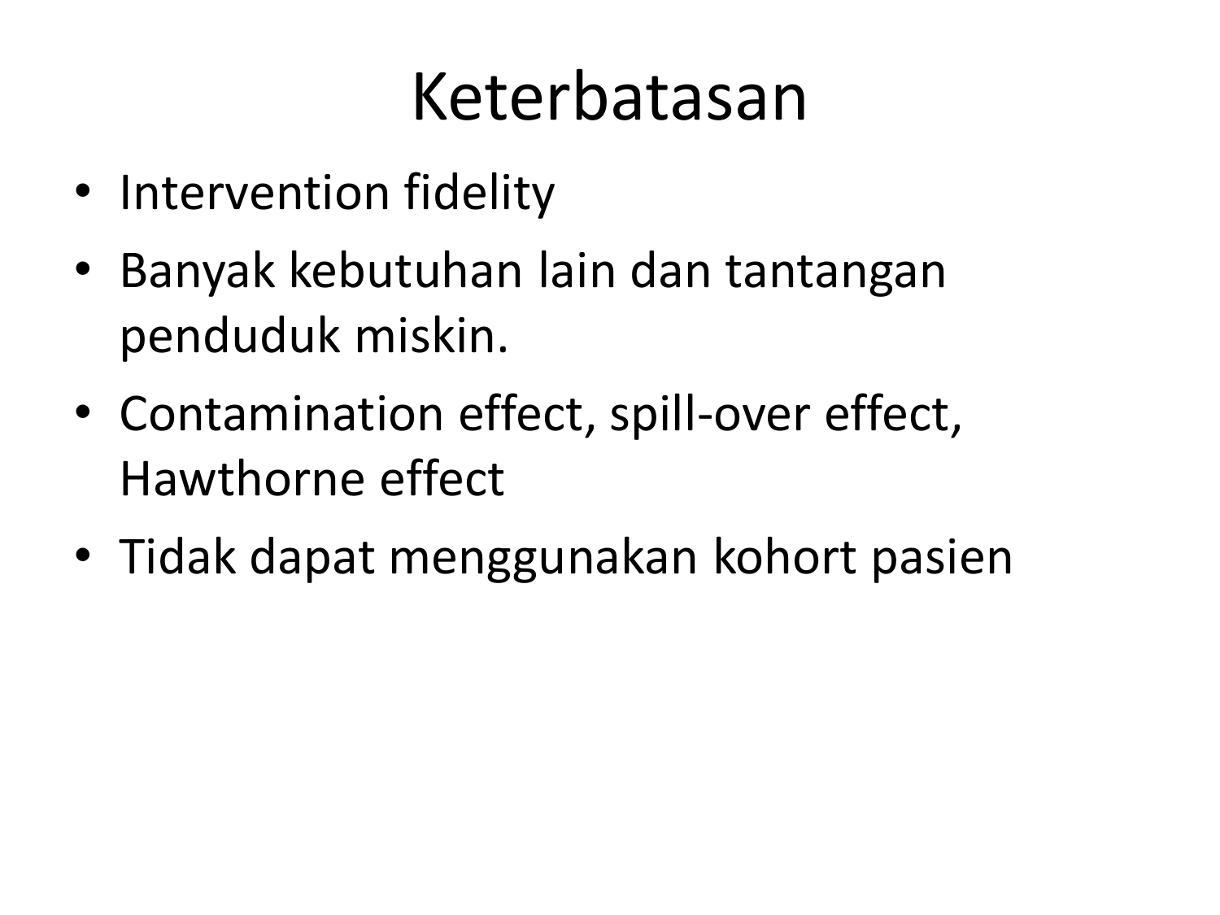# Keterbatasan

- Intervention fidelity
- Banyak kebutuhan lain dan tantangan penduduk miskin.
- Contamination effect, spill-over effect, Hawthorne effect
- Tidak dapat menggunakan kohort pasien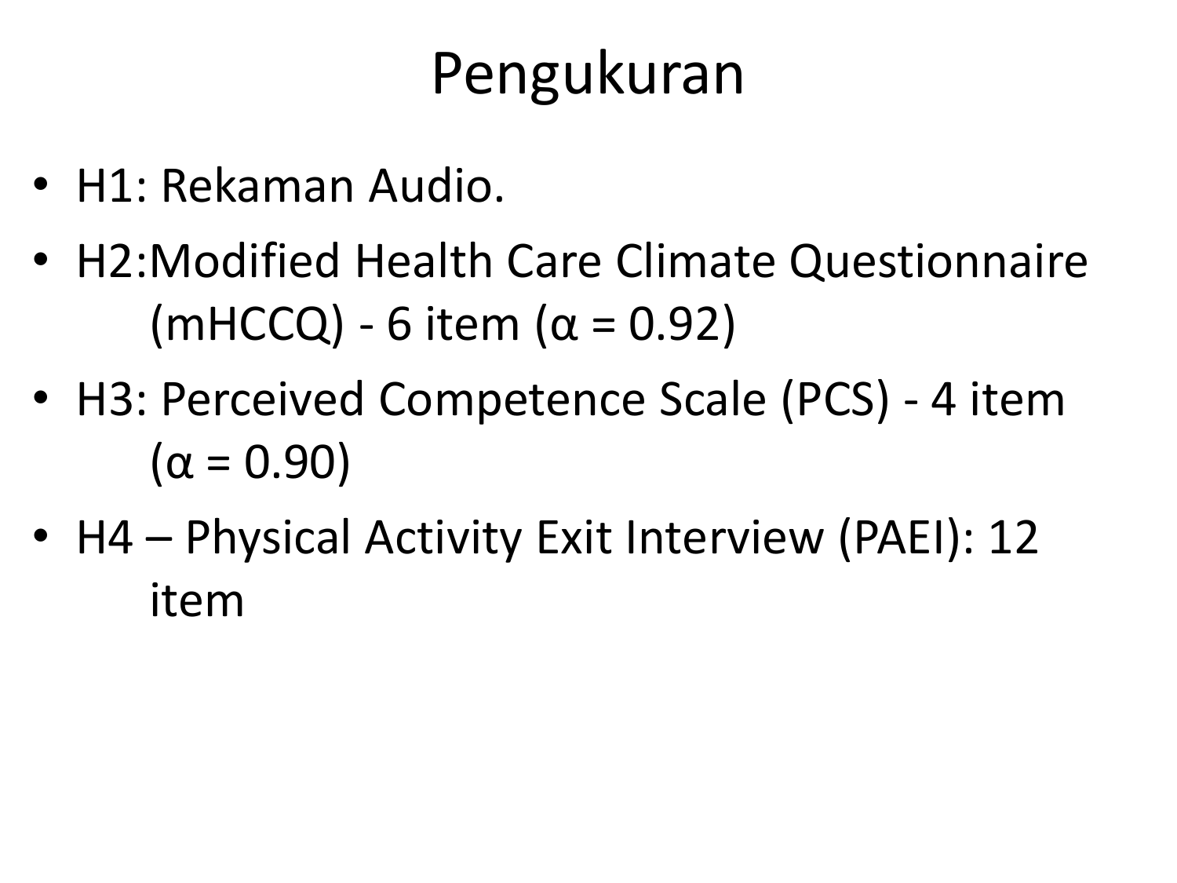# Pengukuran

- H1: Rekaman Audio.
- H2:Modified Health Care Climate Questionnaire (mHCCQ) - 6 item ($\alpha = 0.92$)
- H3: Perceived Competence Scale (PCS) - 4 item ($\alpha = 0.90$)
- H4 – Physical Activity Exit Interview (PAEI): 12 item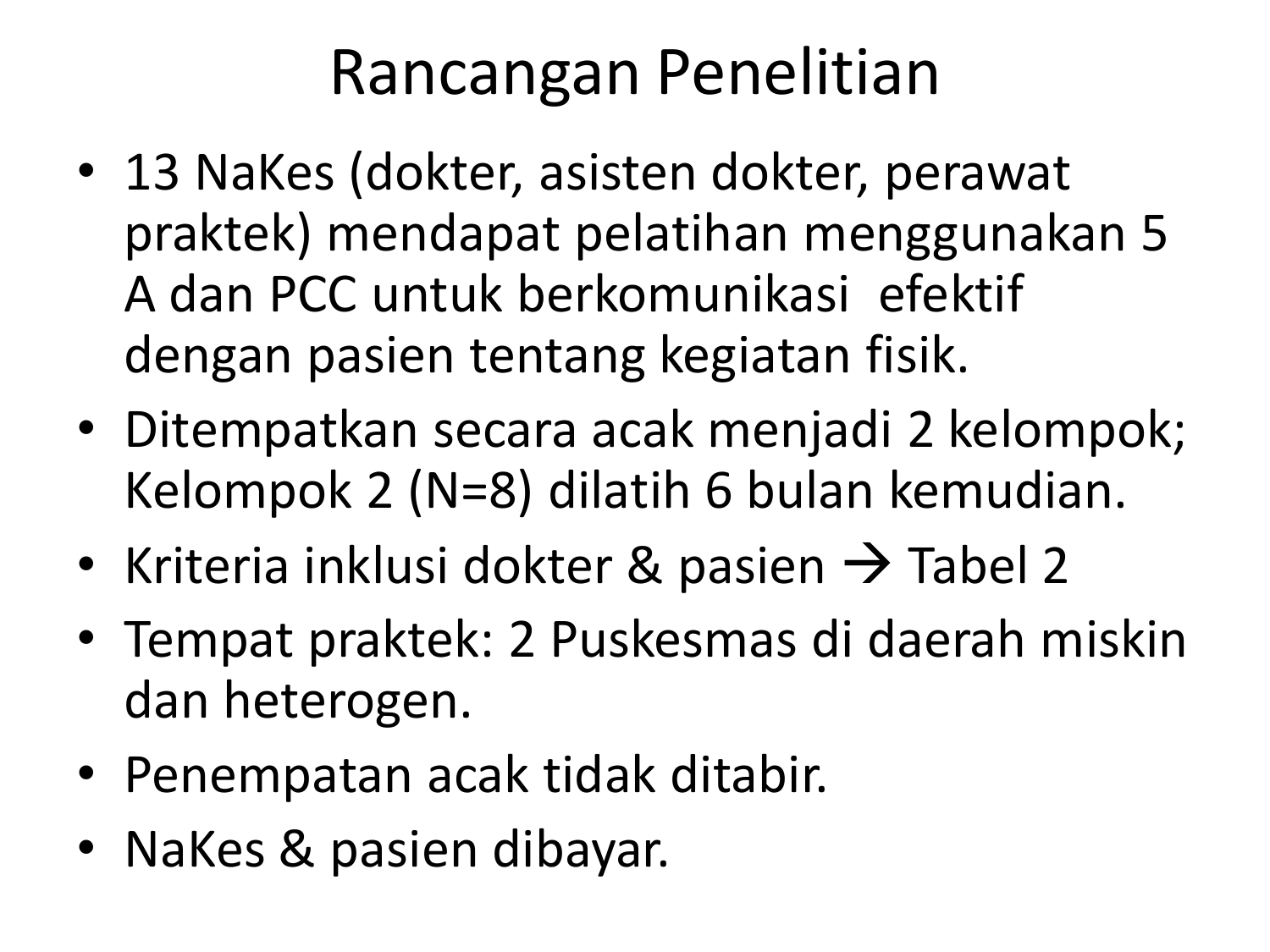# Rancangan Penelitian

- 13 NaKes (dokter, asisten dokter, perawat praktek) mendapat pelatihan menggunakan 5 A dan PCC untuk berkomunikasi efektif dengan pasien tentang kegiatan fisik.
- Ditempatkan secara acak menjadi 2 kelompok; Kelompok 2 (N=8) dilatih 6 bulan kemudian.
- Kriteria inklusi dokter & pasien → Tabel 2
- Tempat praktek: 2 Puskesmas di daerah miskin dan heterogen.
- Penempatan acak tidak ditabir.
- NaKes & pasien dibayar.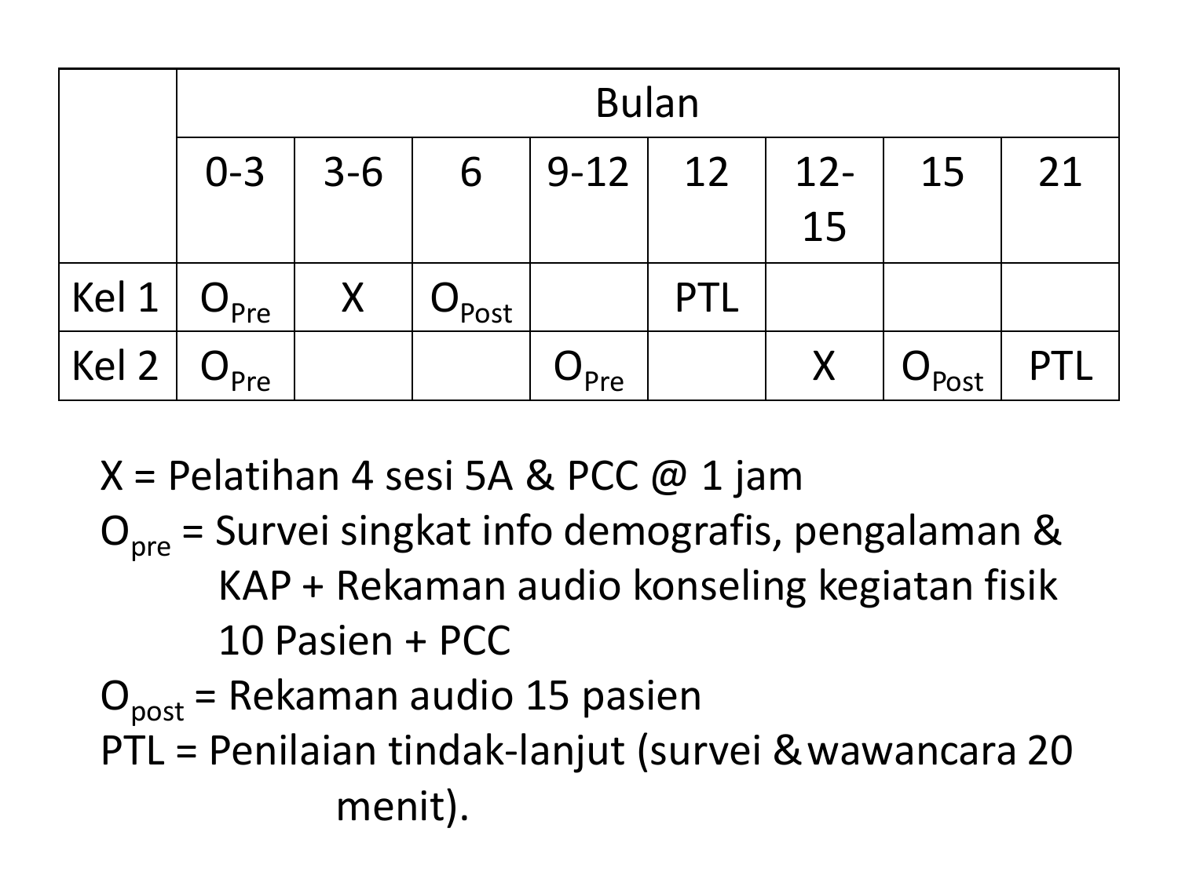| | Bulan | | | | | | | |
|---|---|---|---|---|---|---|---|---|
| | 0-3 | 3-6 | 6 | 9-12 | 12 | 12-15 | 15 | 21 |
| Kel 1 | $O_{Pre}$ | X | $O_{Post}$ | | PTL | | | |
| Kel 2 | $O_{Pre}$ | | | $O_{Pre}$ | | X | $O_{Post}$ | PTL |

X = Pelatihan 4 sesi 5A & PCC @ 1 jam

$O_{pre}$ = Survei singkat info demografis, pengalaman & KAP + Rekaman audio konseling kegiatan fisik 10 Pasien + PCC

$O_{post}$ = Rekaman audio 15 pasien

PTL = Penilaian tindak-lanjut (survei & wawancara 20 menit).